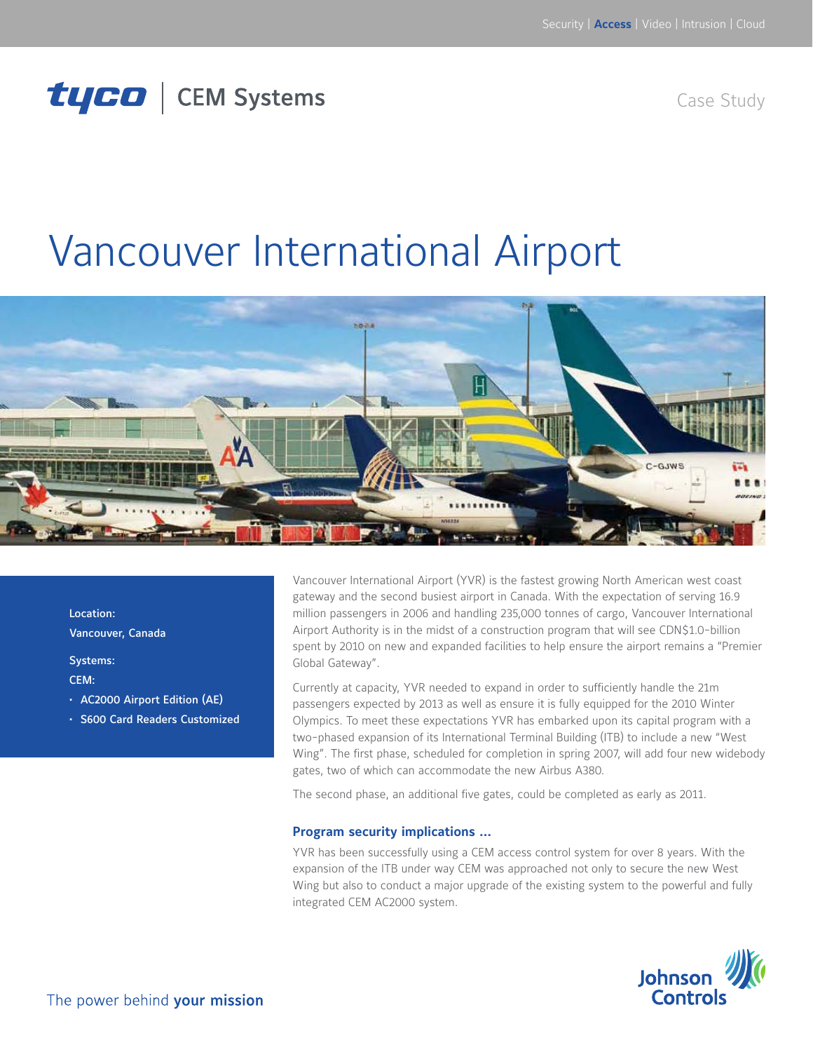tyco | CEM Systems

Case Study

# Vancouver International Airport

**Location:**
**Vancouver, Canada**

**Systems:**
**CEM:**
- **AC2000 Airport Edition (AE)**
- **S600 Card Readers Customized**

Vancouver International Airport (YVR) is the fastest growing North American west coast gateway and the second busiest airport in Canada. With the expectation of serving 16.9 million passengers in 2006 and handling 235,000 tonnes of cargo, Vancouver International Airport Authority is in the midst of a construction program that will see CDN$1.0-billion spent by 2010 on new and expanded facilities to help ensure the airport remains a "Premier Global Gateway".

Currently at capacity, YVR needed to expand in order to sufficiently handle the 21m passengers expected by 2013 as well as ensure it is fully equipped for the 2010 Winter Olympics. To meet these expectations YVR has embarked upon its capital program with a two-phased expansion of its International Terminal Building (ITB) to include a new "West Wing". The first phase, scheduled for completion in spring 2007, will add four new widebody gates, two of which can accommodate the new Airbus A380.

The second phase, an additional five gates, could be completed as early as 2011.

### Program security implications ...

YVR has been successfully using a CEM access control system for over 8 years. With the expansion of the ITB under way CEM was approached not only to secure the new West Wing but also to conduct a major upgrade of the existing system to the powerful and fully integrated CEM AC2000 system.

The power behind **your mission**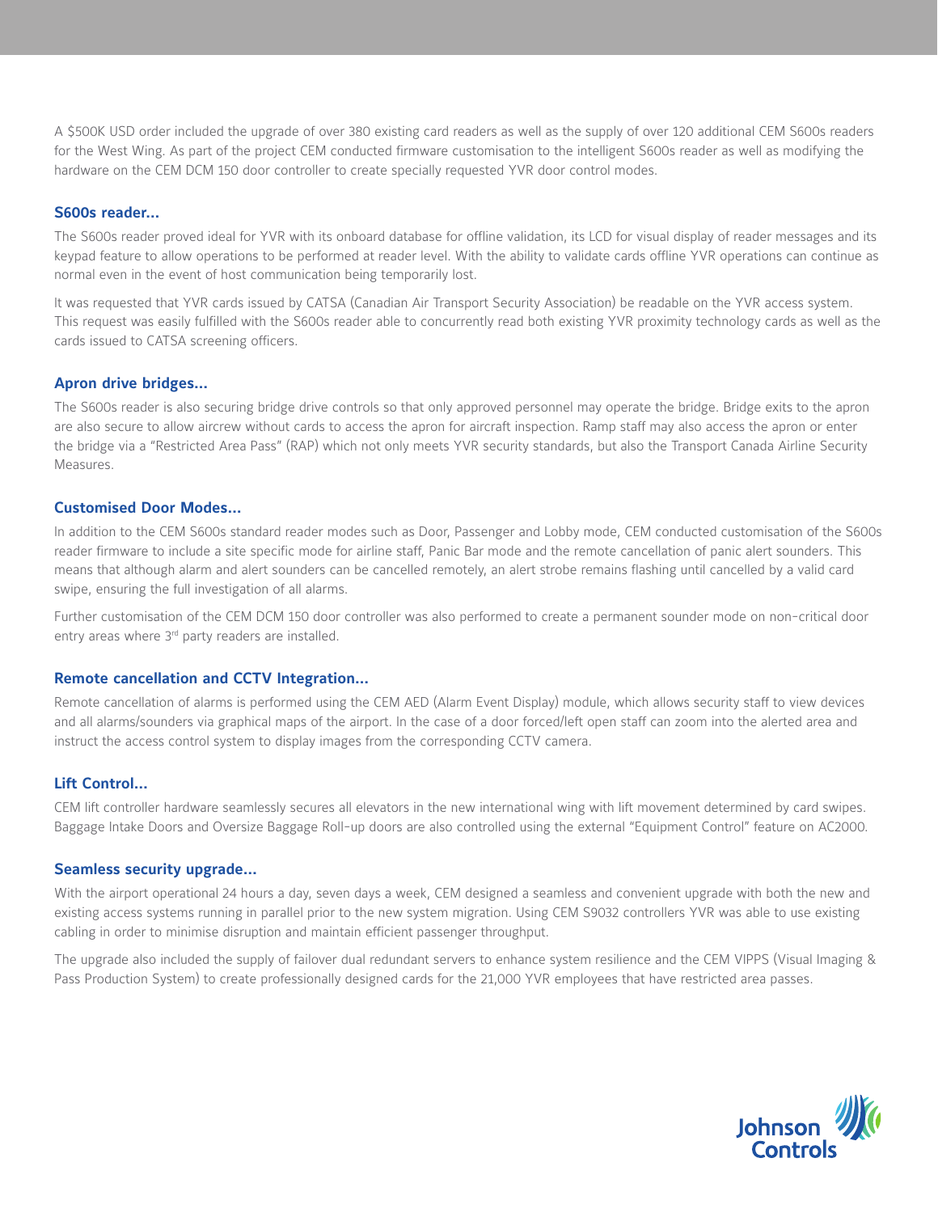A $500K USD order included the upgrade of over 380 existing card readers as well as the supply of over 120 additional CEM S600s readers for the West Wing. As part of the project CEM conducted firmware customisation to the intelligent S600s reader as well as modifying the hardware on the CEM DCM 150 door controller to create specially requested YVR door control modes.

### S600s reader...

The S600s reader proved ideal for YVR with its onboard database for offline validation, its LCD for visual display of reader messages and its keypad feature to allow operations to be performed at reader level. With the ability to validate cards offline YVR operations can continue as normal even in the event of host communication being temporarily lost.

It was requested that YVR cards issued by CATSA (Canadian Air Transport Security Association) be readable on the YVR access system. This request was easily fulfilled with the S600s reader able to concurrently read both existing YVR proximity technology cards as well as the cards issued to CATSA screening officers.

### Apron drive bridges...

The S600s reader is also securing bridge drive controls so that only approved personnel may operate the bridge. Bridge exits to the apron are also secure to allow aircrew without cards to access the apron for aircraft inspection. Ramp staff may also access the apron or enter the bridge via a "Restricted Area Pass" (RAP) which not only meets YVR security standards, but also the Transport Canada Airline Security Measures.

### Customised Door Modes...

In addition to the CEM S600s standard reader modes such as Door, Passenger and Lobby mode, CEM conducted customisation of the S600s reader firmware to include a site specific mode for airline staff, Panic Bar mode and the remote cancellation of panic alert sounders. This means that although alarm and alert sounders can be cancelled remotely, an alert strobe remains flashing until cancelled by a valid card swipe, ensuring the full investigation of all alarms.

Further customisation of the CEM DCM 150 door controller was also performed to create a permanent sounder mode on non-critical door entry areas where 3rd party readers are installed.

### Remote cancellation and CCTV Integration...

Remote cancellation of alarms is performed using the CEM AED (Alarm Event Display) module, which allows security staff to view devices and all alarms/sounders via graphical maps of the airport. In the case of a door forced/left open staff can zoom into the alerted area and instruct the access control system to display images from the corresponding CCTV camera.

### Lift Control...

CEM lift controller hardware seamlessly secures all elevators in the new international wing with lift movement determined by card swipes. Baggage Intake Doors and Oversize Baggage Roll-up doors are also controlled using the external "Equipment Control" feature on AC2000.

### Seamless security upgrade...

With the airport operational 24 hours a day, seven days a week, CEM designed a seamless and convenient upgrade with both the new and existing access systems running in parallel prior to the new system migration. Using CEM S9032 controllers YVR was able to use existing cabling in order to minimise disruption and maintain efficient passenger throughput.

The upgrade also included the supply of failover dual redundant servers to enhance system resilience and the CEM VIPPS (Visual Imaging & Pass Production System) to create professionally designed cards for the 21,000 YVR employees that have restricted area passes.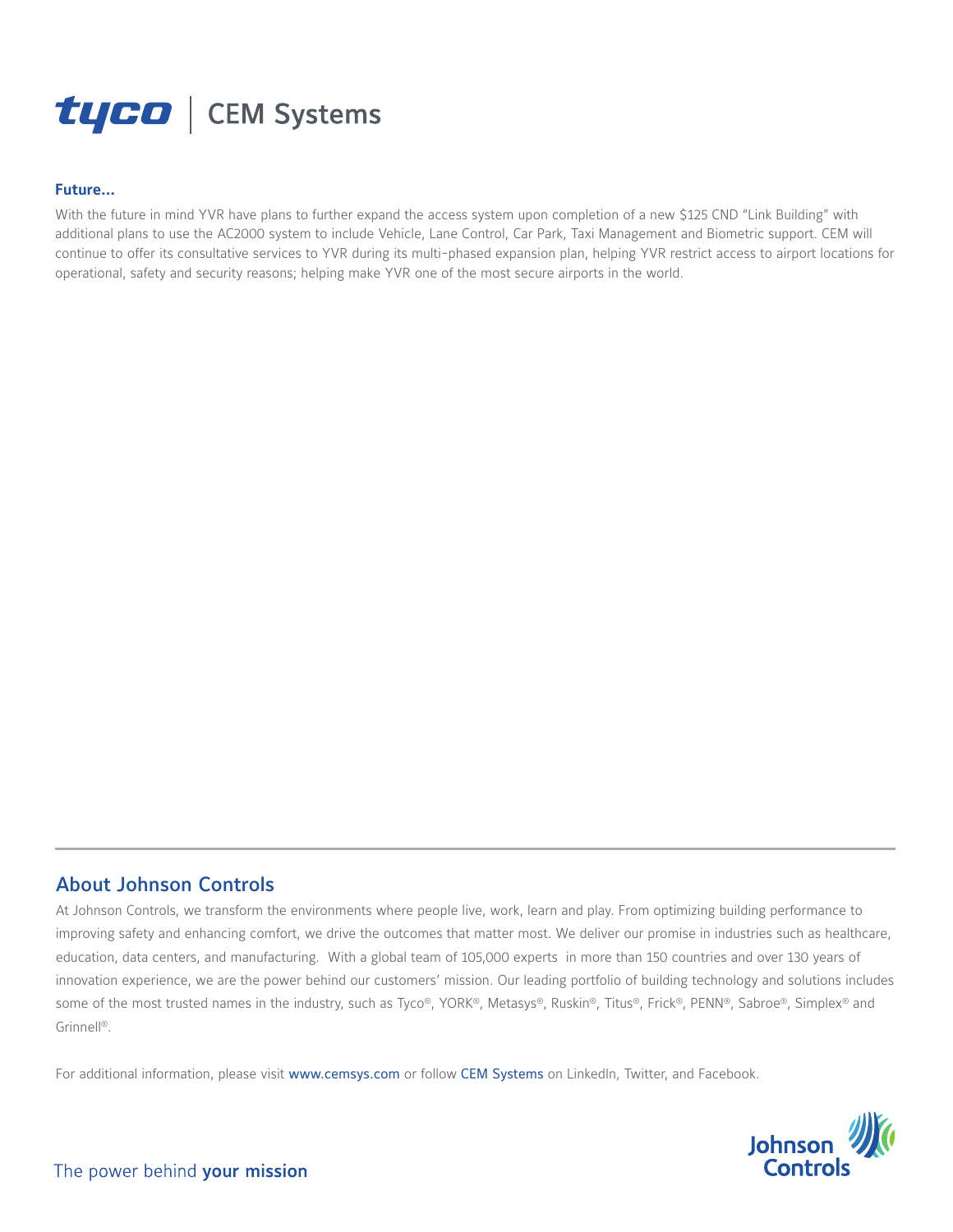**Future…**

With the future in mind YVR have plans to further expand the access system upon completion of a new $125 CND "Link Building" with additional plans to use the AC2000 system to include Vehicle, Lane Control, Car Park, Taxi Management and Biometric support. CEM will continue to offer its consultative services to YVR during its multi-phased expansion plan, helping YVR restrict access to airport locations for operational, safety and security reasons; helping make YVR one of the most secure airports in the world.

## About Johnson Controls

At Johnson Controls, we transform the environments where people live, work, learn and play. From optimizing building performance to improving safety and enhancing comfort, we drive the outcomes that matter most. We deliver our promise in industries such as healthcare, education, data centers, and manufacturing. With a global team of 105,000 experts in more than 150 countries and over 130 years of innovation experience, we are the power behind our customers' mission. Our leading portfolio of building technology and solutions includes some of the most trusted names in the industry, such as Tyco®, YORK®, Metasys®, Ruskin®, Titus®, Frick®, PENN®, Sabroe®, Simplex® and Grinnell®.

For additional information, please visit www.cemsys.com or follow CEM Systems on LinkedIn, Twitter, and Facebook.

The power behind **your mission**